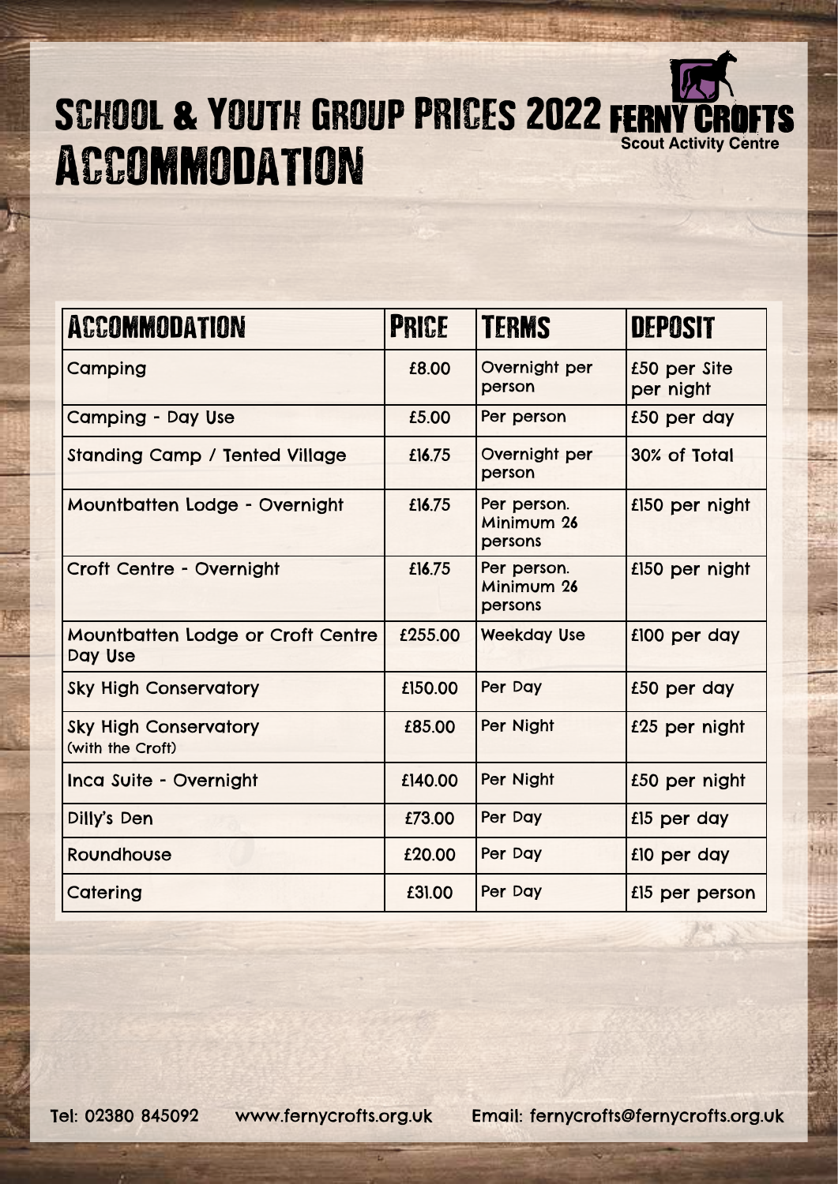# School & Youth Group Prices 2022

## Accommodation

Ferny Crofts
Scout Activity Centre

| Accommodation | Price | Terms | Deposit |
| --- | --- | --- | --- |
| Camping | £8.00 | Overnight per person | £50 per Site per night |
| Camping - Day Use | £5.00 | Per person | £50 per day |
| Standing Camp / Tented Village | £16.75 | Overnight per person | 30% of Total |
| Mountbatten Lodge - Overnight | £16.75 | Per person. Minimum 26 persons | £150 per night |
| Croft Centre - Overnight | £16.75 | Per person. Minimum 26 persons | £150 per night |
| Mountbatten Lodge or Croft Centre Day Use | £255.00 | Weekday Use | £100 per day |
| Sky High Conservatory | £150.00 | Per Day | £50 per day |
| Sky High Conservatory (with the Croft) | £85.00 | Per Night | £25 per night |
| Inca Suite - Overnight | £140.00 | Per Night | £50 per night |
| Dilly's Den | £73.00 | Per Day | £15 per day |
| Roundhouse | £20.00 | Per Day | £10 per day |
| Catering | £31.00 | Per Day | £15 per person |

Tel: 02380 845092 www.fernycrofts.org.uk Email: fernycrofts@fernycrofts.org.uk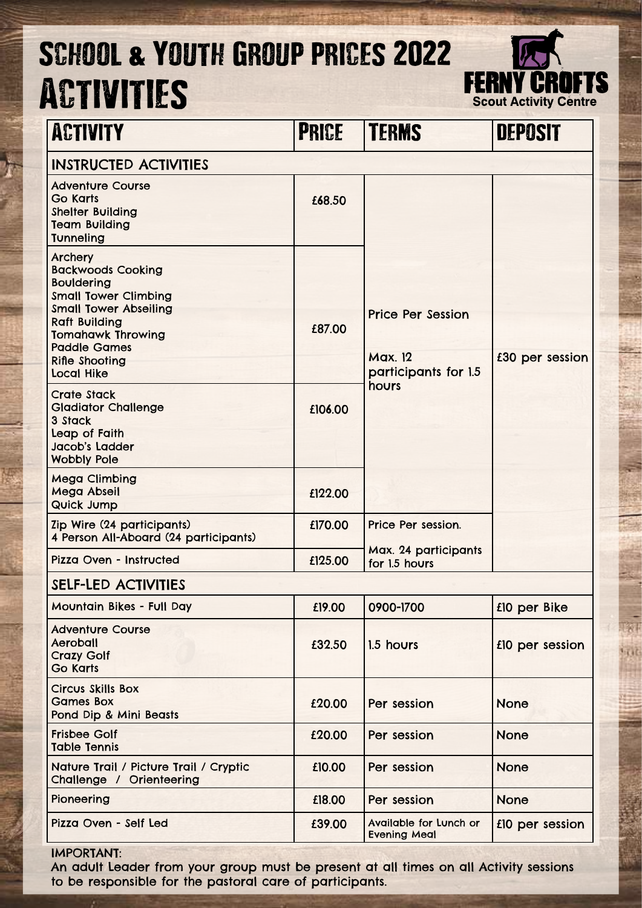# School & Youth Group Prices 2022

# Activities

**FERNY CROFTS**
Scout Activity Centre

| Activity | Price | Terms | Deposit |
|---|---|---|---|
| **INSTRUCTED ACTIVITIES** | | | |
| Adventure Course<br>Go Karts<br>Shelter Building<br>Team Building<br>Tunneling | £68.50 | Price Per Session<br><br>Max. 12 participants for 1.5 hours | £30 per session |
| Archery<br>Backwoods Cooking<br>Bouldering<br>Small Tower Climbing<br>Small Tower Abseiling<br>Raft Building<br>Tomahawk Throwing<br>Paddle Games<br>Rifle Shooting<br>Local Hike | £87.00 | | |
| Crate Stack<br>Gladiator Challenge<br>3 Stack<br>Leap of Faith<br>Jacob's Ladder<br>Wobbly Pole | £106.00 | | |
| Mega Climbing<br>Mega Abseil<br>Quick Jump | £122.00 | | |
| Zip Wire (24 participants)<br>4 Person All-Aboard (24 participants) | £170.00 | Price Per session.<br><br>Max. 24 participants for 1.5 hours | |
| Pizza Oven - Instructed | £125.00 | | |
| **SELF-LED ACTIVITIES** | | | |
| Mountain Bikes - Full Day | £19.00 | 0900-1700 | £10 per Bike |
| Adventure Course<br>Aeroball<br>Crazy Golf<br>Go Karts | £32.50 | 1.5 hours | £10 per session |
| Circus Skills Box<br>Games Box<br>Pond Dip & Mini Beasts | £20.00 | Per session | None |
| Frisbee Golf<br>Table Tennis | £20.00 | Per session | None |
| Nature Trail / Picture Trail / Cryptic Challenge / Orienteering | £10.00 | Per session | None |
| Pioneering | £18.00 | Per session | None |
| Pizza Oven - Self Led | £39.00 | Available for Lunch or Evening Meal | £10 per session |

IMPORTANT:
An adult Leader from your group must be present at all times on all Activity sessions to be responsible for the pastoral care of participants.